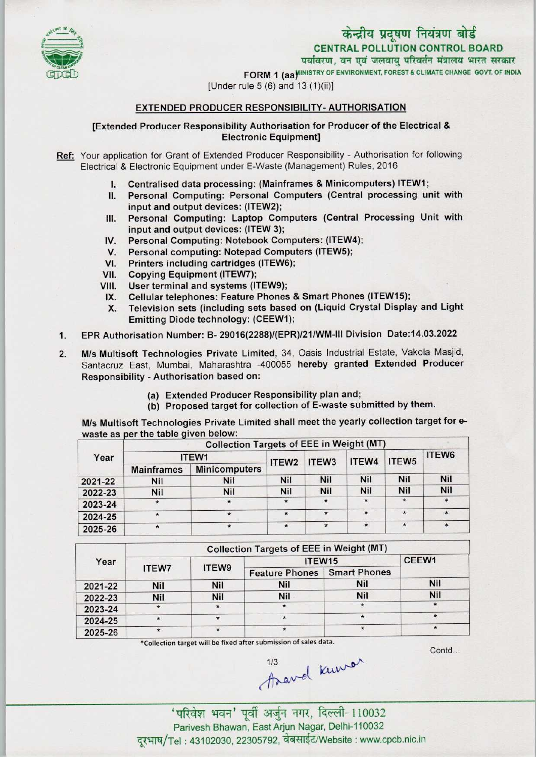केन्द्रीय प्रदूषण नियंत्रण बोर्ड
CENTRAL POLLUTION CONTROL BOARD
पर्यावरण, वन एवं जलवायु परिवर्तन मंत्रालय भारत सरकार
MINISTRY OF ENVIRONMENT, FOREST & CLIMATE CHANGE GOVT. OF INDIA

FORM 1 (aa)
[Under rule 5 (6) and 13 (1)(ii)]

## EXTENDED PRODUCER RESPONSIBILITY- AUTHORISATION

**[Extended Producer Responsibility Authorisation for Producer of the Electrical & Electronic Equipment]**

**Ref:** Your application for Grant of Extended Producer Responsibility - Authorisation for following Electrical & Electronic Equipment under E-Waste (Management) Rules, 2016

I. Centralised data processing: (Mainframes & Minicomputers) ITEW1;
II. Personal Computing: Personal Computers (Central processing unit with input and output devices: (ITEW2);
III. Personal Computing: Laptop Computers (Central Processing Unit with input and output devices: (ITEW 3);
IV. Personal Computing: Notebook Computers: (ITEW4);
V. Personal computing: Notepad Computers (ITEW5);
VI. Printers including cartridges (ITEW6);
VII. Copying Equipment (ITEW7);
VIII. User terminal and systems (ITEW9);
IX. Cellular telephones: Feature Phones & Smart Phones (ITEW15);
X. Television sets (including sets based on (Liquid Crystal Display and Light Emitting Diode technology: (CEEW1);

1. EPR Authorisation Number: B- 29016(2288)/(EPR)/21/WM-III Division Date:14.03.2022

2. M/s Multisoft Technologies Private Limited, 34, Oasis Industrial Estate, Vakola Masjid, Santacruz East, Mumbai, Maharashtra -400055 hereby granted Extended Producer Responsibility - Authorisation based on:

   (a) Extended Producer Responsibility plan and;
   (b) Proposed target for collection of E-waste submitted by them.

M/s Multisoft Technologies Private Limited shall meet the yearly collection target for e-waste as per the table given below:

| Year | Collection Targets of EEE in Weight (MT) | | | | | | |
|---|---|---|---|---|---|---|---|
| | ITEW1 | | ITEW2 | ITEW3 | ITEW4 | ITEW5 | ITEW6 |
| | Mainframes | Minicomputers | | | | | |
| 2021-22 | Nil | Nil | Nil | Nil | Nil | Nil | Nil |
| 2022-23 | Nil | Nil | Nil | Nil | Nil | Nil | Nil |
| 2023-24 | * | * | * | * | * | * | * |
| 2024-25 | * | * | * | * | * | * | * |
| 2025-26 | * | * | * | * | * | * | * |

| Year | Collection Targets of EEE in Weight (MT) | | | | |
|---|---|---|---|---|---|
| | ITEW7 | ITEW9 | ITEW15 | | CEEW1 |
| | | | Feature Phones | Smart Phones | |
| 2021-22 | Nil | Nil | Nil | Nil | Nil |
| 2022-23 | Nil | Nil | Nil | Nil | Nil |
| 2023-24 | * | * | * | * | * |
| 2024-25 | * | * | * | * | * |
| 2025-26 | * | * | * | * | * |

*Collection target will be fixed after submission of sales data.

Contd...

Anand Kumar

'परिवेश भवन' पूर्वी अर्जुन नगर, दिल्ली-110032
Parivesh Bhawan, East Arjun Nagar, Delhi-110032
दूरभाष/Tel : 43102030, 22305792, वेबसाईट/Website : www.cpcb.nic.in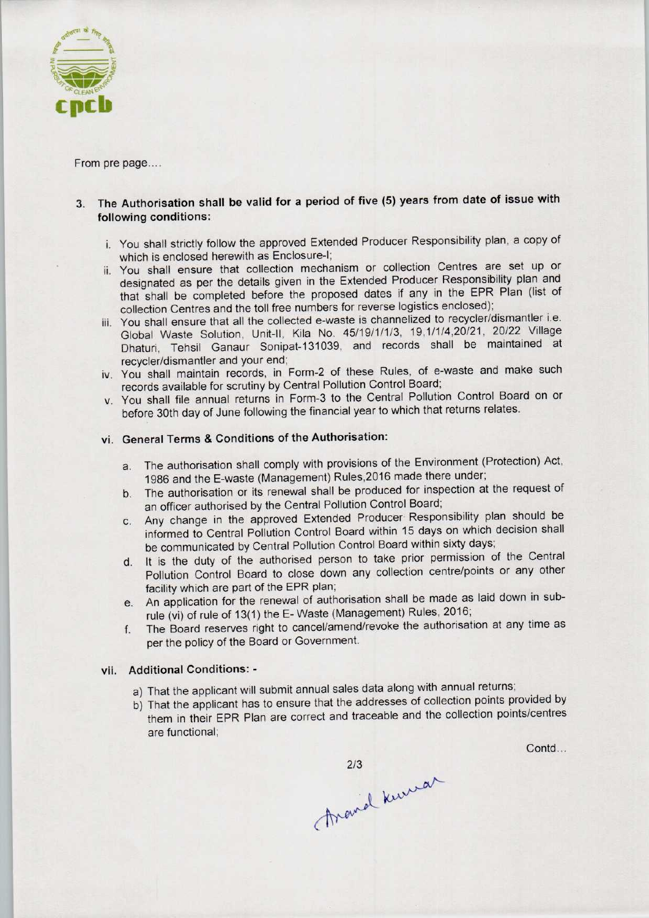From pre page....

3. **The Authorisation shall be valid for a period of five (5) years from date of issue with following conditions:**

   i. You shall strictly follow the approved Extended Producer Responsibility plan, a copy of which is enclosed herewith as Enclosure-I;

   ii. You shall ensure that collection mechanism or collection Centres are set up or designated as per the details given in the Extended Producer Responsibility plan and that shall be completed before the proposed dates if any in the EPR Plan (list of collection Centres and the toll free numbers for reverse logistics enclosed);

   iii. You shall ensure that all the collected e-waste is channelized to recycler/dismantler i.e. Global Waste Solution, Unit-II, Kila No. 45/19/1/1/3, 19,1/1/4,20/21, 20/22 Village Dhaturi, Tehsil Ganaur Sonipat-131039, and records shall be maintained at recycler/dismantler and your end;

   iv. You shall maintain records, in Form-2 of these Rules, of e-waste and make such records available for scrutiny by Central Pollution Control Board;

   v. You shall file annual returns in Form-3 to the Central Pollution Control Board on or before 30th day of June following the financial year to which that returns relates.

   vi. **General Terms & Conditions of the Authorisation:**

      a. The authorisation shall comply with provisions of the Environment (Protection) Act, 1986 and the E-waste (Management) Rules,2016 made there under;

      b. The authorisation or its renewal shall be produced for inspection at the request of an officer authorised by the Central Pollution Control Board;

      c. Any change in the approved Extended Producer Responsibility plan should be informed to Central Pollution Control Board within 15 days on which decision shall be communicated by Central Pollution Control Board within sixty days;

      d. It is the duty of the authorised person to take prior permission of the Central Pollution Control Board to close down any collection centre/points or any other facility which are part of the EPR plan;

      e. An application for the renewal of authorisation shall be made as laid down in sub-rule (vi) of rule of 13(1) the E- Waste (Management) Rules, 2016;

      f. The Board reserves right to cancel/amend/revoke the authorisation at any time as per the policy of the Board or Government.

   vii. **Additional Conditions: -**

      a) That the applicant will submit annual sales data along with annual returns;

      b) That the applicant has to ensure that the addresses of collection points provided by them in their EPR Plan are correct and traceable and the collection points/centres are functional;

Contd...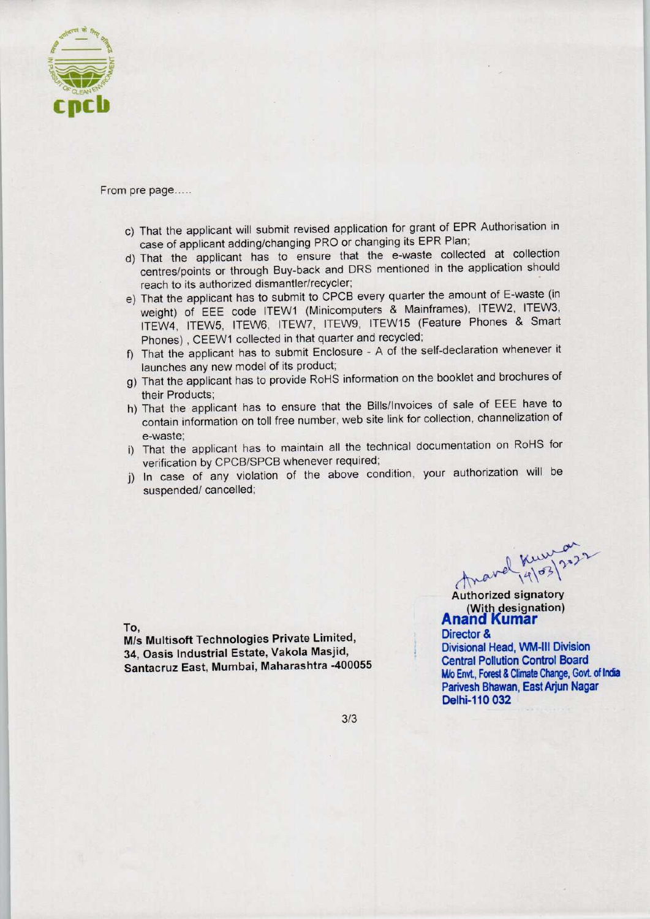From pre page.....

c) That the applicant will submit revised application for grant of EPR Authorisation in case of applicant adding/changing PRO or changing its EPR Plan;
d) That the applicant has to ensure that the e-waste collected at collection centres/points or through Buy-back and DRS mentioned in the application should reach to its authorized dismantler/recycler;
e) That the applicant has to submit to CPCB every quarter the amount of E-waste (in weight) of EEE code ITEW1 (Minicomputers & Mainframes), ITEW2, ITEW3, ITEW4, ITEW5, ITEW6, ITEW7, ITEW9, ITEW15 (Feature Phones & Smart Phones) , CEEW1 collected in that quarter and recycled;
f) That the applicant has to submit Enclosure - A of the self-declaration whenever it launches any new model of its product;
g) That the applicant has to provide RoHS information on the booklet and brochures of their Products;
h) That the applicant has to ensure that the Bills/Invoices of sale of EEE have to contain information on toll free number, web site link for collection, channelization of e-waste;
i) That the applicant has to maintain all the technical documentation on RoHS for verification by CPCB/SPCB whenever required;
j) In case of any violation of the above condition, your authorization will be suspended/ cancelled;

Anand Kumar 14/03/2022

Authorized signatory
(With designation)

**Anand Kumar**
Director &
Divisional Head, WM-III Division
Central Pollution Control Board
M/o Envt., Forest & Climate Change, Govt. of India
Parivesh Bhawan, East Arjun Nagar
Delhi-110 032

To,
**M/s Multisoft Technologies Private Limited,**
**34, Oasis Industrial Estate, Vakola Masjid,**
**Santacruz East, Mumbai, Maharashtra -400055**